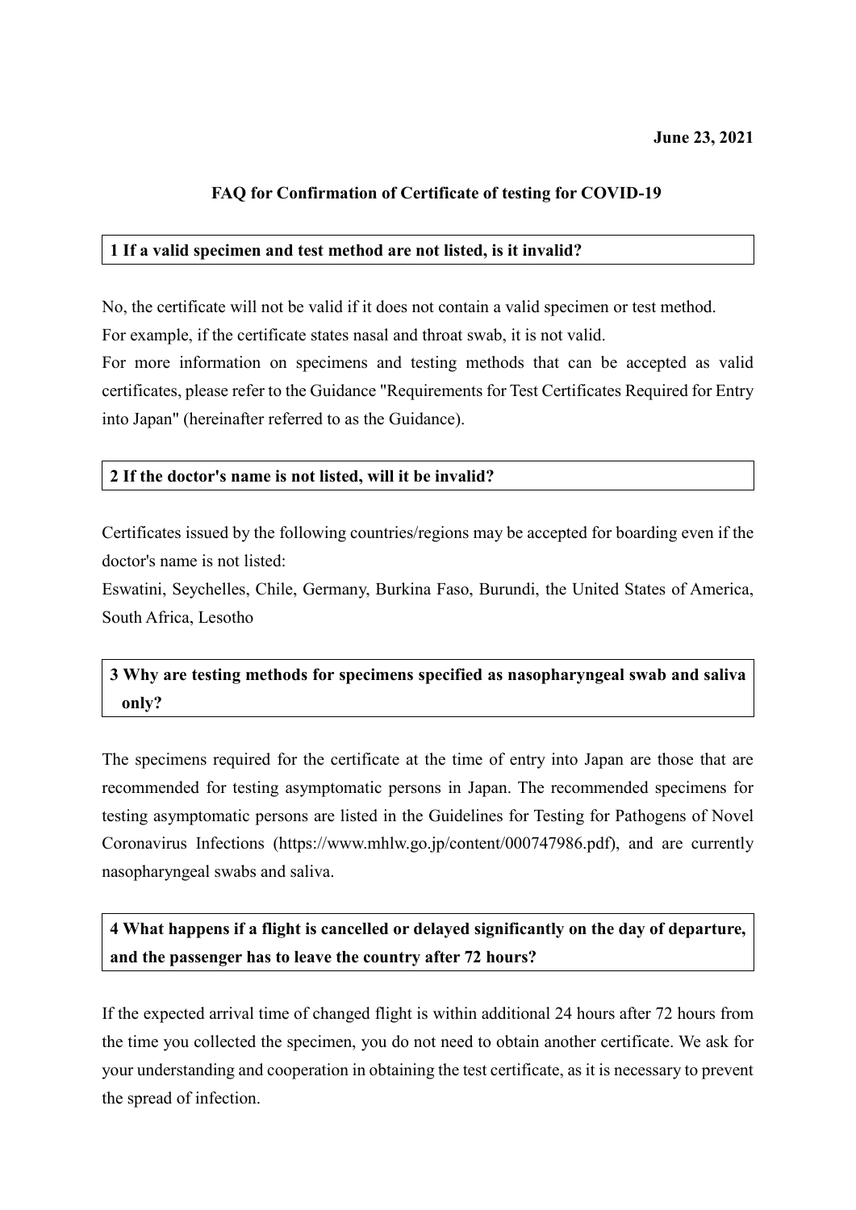**June 23, 2021**

# FAQ for Confirmation of Certificate of testing for COVID-19

## 1 If a valid specimen and test method are not listed, is it invalid?

No, the certificate will not be valid if it does not contain a valid specimen or test method.
For example, if the certificate states nasal and throat swab, it is not valid.
For more information on specimens and testing methods that can be accepted as valid certificates, please refer to the Guidance "Requirements for Test Certificates Required for Entry into Japan" (hereinafter referred to as the Guidance).

## 2 If the doctor's name is not listed, will it be invalid?

Certificates issued by the following countries/regions may be accepted for boarding even if the doctor's name is not listed:
Eswatini, Seychelles, Chile, Germany, Burkina Faso, Burundi, the United States of America, South Africa, Lesotho

## 3 Why are testing methods for specimens specified as nasopharyngeal swab and saliva only?

The specimens required for the certificate at the time of entry into Japan are those that are recommended for testing asymptomatic persons in Japan. The recommended specimens for testing asymptomatic persons are listed in the Guidelines for Testing for Pathogens of Novel Coronavirus Infections (https://www.mhlw.go.jp/content/000747986.pdf), and are currently nasopharyngeal swabs and saliva.

## 4 What happens if a flight is cancelled or delayed significantly on the day of departure, and the passenger has to leave the country after 72 hours?

If the expected arrival time of changed flight is within additional 24 hours after 72 hours from the time you collected the specimen, you do not need to obtain another certificate. We ask for your understanding and cooperation in obtaining the test certificate, as it is necessary to prevent the spread of infection.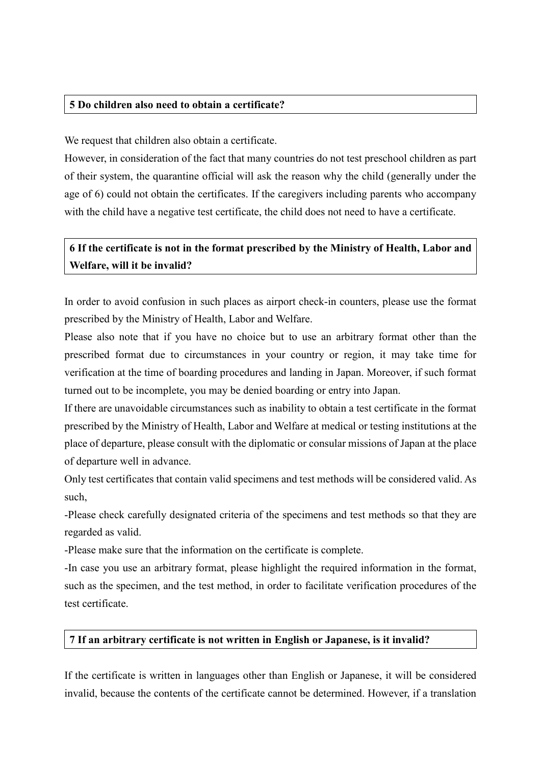## 5 Do children also need to obtain a certificate?

We request that children also obtain a certificate.

However, in consideration of the fact that many countries do not test preschool children as part of their system, the quarantine official will ask the reason why the child (generally under the age of 6) could not obtain the certificates. If the caregivers including parents who accompany with the child have a negative test certificate, the child does not need to have a certificate.

## 6 If the certificate is not in the format prescribed by the Ministry of Health, Labor and Welfare, will it be invalid?

In order to avoid confusion in such places as airport check-in counters, please use the format prescribed by the Ministry of Health, Labor and Welfare.

Please also note that if you have no choice but to use an arbitrary format other than the prescribed format due to circumstances in your country or region, it may take time for verification at the time of boarding procedures and landing in Japan. Moreover, if such format turned out to be incomplete, you may be denied boarding or entry into Japan.

If there are unavoidable circumstances such as inability to obtain a test certificate in the format prescribed by the Ministry of Health, Labor and Welfare at medical or testing institutions at the place of departure, please consult with the diplomatic or consular missions of Japan at the place of departure well in advance.

Only test certificates that contain valid specimens and test methods will be considered valid. As such,

-Please check carefully designated criteria of the specimens and test methods so that they are regarded as valid.

-Please make sure that the information on the certificate is complete.

-In case you use an arbitrary format, please highlight the required information in the format, such as the specimen, and the test method, in order to facilitate verification procedures of the test certificate.

## 7 If an arbitrary certificate is not written in English or Japanese, is it invalid?

If the certificate is written in languages other than English or Japanese, it will be considered invalid, because the contents of the certificate cannot be determined. However, if a translation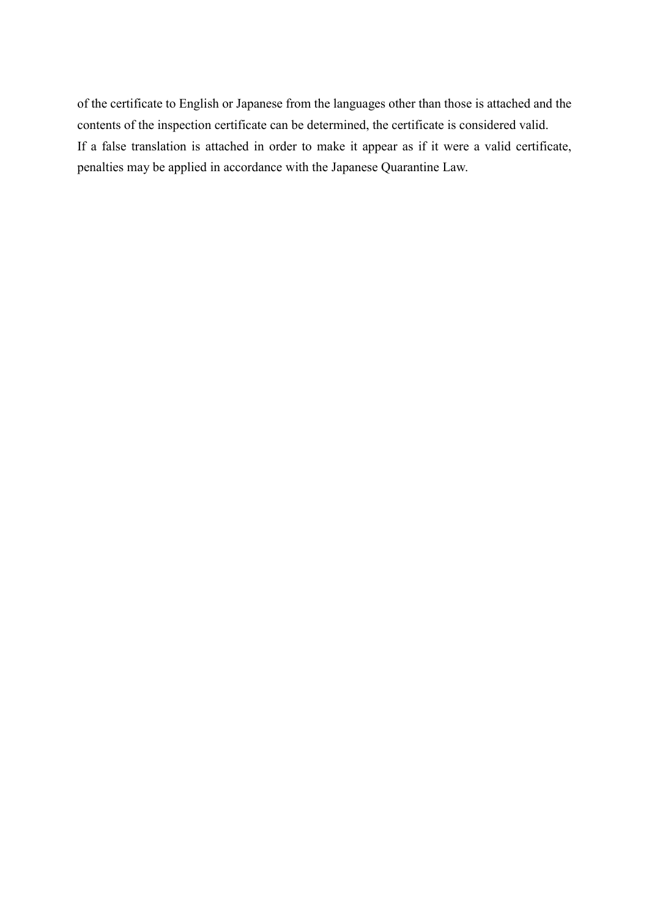of the certificate to English or Japanese from the languages other than those is attached and the contents of the inspection certificate can be determined, the certificate is considered valid.
If a false translation is attached in order to make it appear as if it were a valid certificate, penalties may be applied in accordance with the Japanese Quarantine Law.